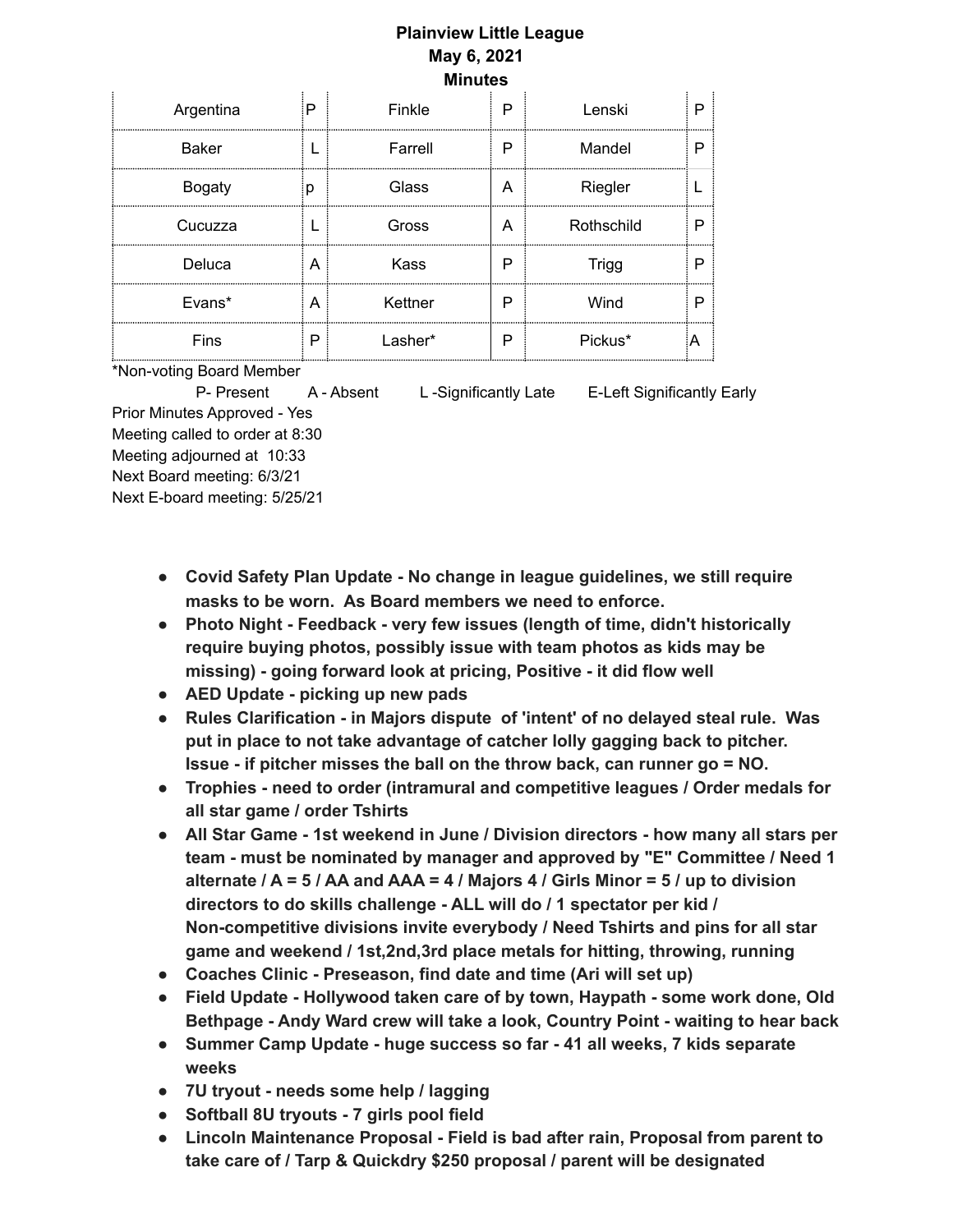# Plainview Little League
## May 6, 2021
## Minutes

| | | | | | |
|---|---|---|---|---|---|
| Argentina | P | Finkle | P | Lenski | P |
| Baker | L | Farrell | P | Mandel | P |
| Bogaty | p | Glass | A | Riegler | L |
| Cucuzza | L | Gross | A | Rothschild | P |
| Deluca | A | Kass | P | Trigg | P |
| Evans* | A | Kettner | P | Wind | P |
| Fins | P | Lasher* | P | Pickus* | A |

*Non-voting Board Member

P- Present A - Absent L -Significantly Late E-Left Significantly Early

Prior Minutes Approved - Yes
Meeting called to order at 8:30
Meeting adjourned at 10:33
Next Board meeting: 6/3/21
Next E-board meeting: 5/25/21

- **Covid Safety Plan Update - No change in league guidelines, we still require masks to be worn. As Board members we need to enforce.**
- **Photo Night - Feedback - very few issues (length of time, didn't historically require buying photos, possibly issue with team photos as kids may be missing) - going forward look at pricing, Positive - it did flow well**
- **AED Update - picking up new pads**
- **Rules Clarification - in Majors dispute of 'intent' of no delayed steal rule. Was put in place to not take advantage of catcher lolly gagging back to pitcher. Issue - if pitcher misses the ball on the throw back, can runner go = NO.**
- **Trophies - need to order (intramural and competitive leagues / Order medals for all star game / order Tshirts**
- **All Star Game - 1st weekend in June / Division directors - how many all stars per team - must be nominated by manager and approved by "E" Committee / Need 1 alternate / A = 5 / AA and AAA = 4 / Majors 4 / Girls Minor = 5 / up to division directors to do skills challenge - ALL will do / 1 spectator per kid / Non-competitive divisions invite everybody / Need Tshirts and pins for all star game and weekend / 1st,2nd,3rd place metals for hitting, throwing, running**
- **Coaches Clinic - Preseason, find date and time (Ari will set up)**
- **Field Update - Hollywood taken care of by town, Haypath - some work done, Old Bethpage - Andy Ward crew will take a look, Country Point - waiting to hear back**
- **Summer Camp Update - huge success so far - 41 all weeks, 7 kids separate weeks**
- **7U tryout - needs some help / lagging**
- **Softball 8U tryouts - 7 girls pool field**
- **Lincoln Maintenance Proposal - Field is bad after rain, Proposal from parent to take care of / Tarp & Quickdry $250 proposal / parent will be designated**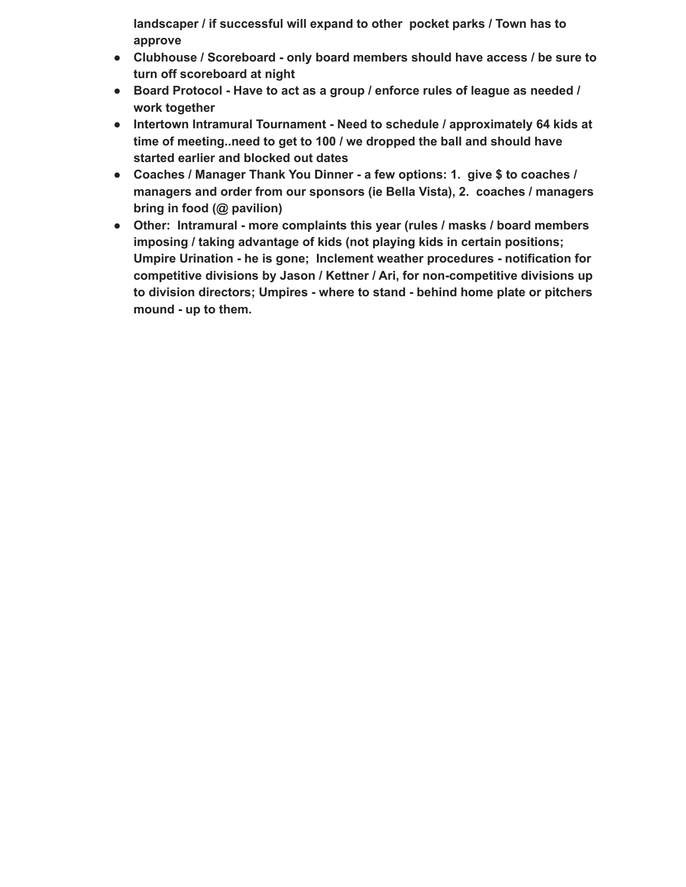**landscaper / if successful will expand to other pocket parks / Town has to approve**

- **Clubhouse / Scoreboard - only board members should have access / be sure to turn off scoreboard at night**
- **Board Protocol - Have to act as a group / enforce rules of league as needed / work together**
- **Intertown Intramural Tournament - Need to schedule / approximately 64 kids at time of meeting..need to get to 100 / we dropped the ball and should have started earlier and blocked out dates**
- **Coaches / Manager Thank You Dinner - a few options: 1. give $ to coaches / managers and order from our sponsors (ie Bella Vista), 2. coaches / managers bring in food (@ pavilion)**
- **Other: Intramural - more complaints this year (rules / masks / board members imposing / taking advantage of kids (not playing kids in certain positions; Umpire Urination - he is gone; Inclement weather procedures - notification for competitive divisions by Jason / Kettner / Ari, for non-competitive divisions up to division directors; Umpires - where to stand - behind home plate or pitchers mound - up to them.**